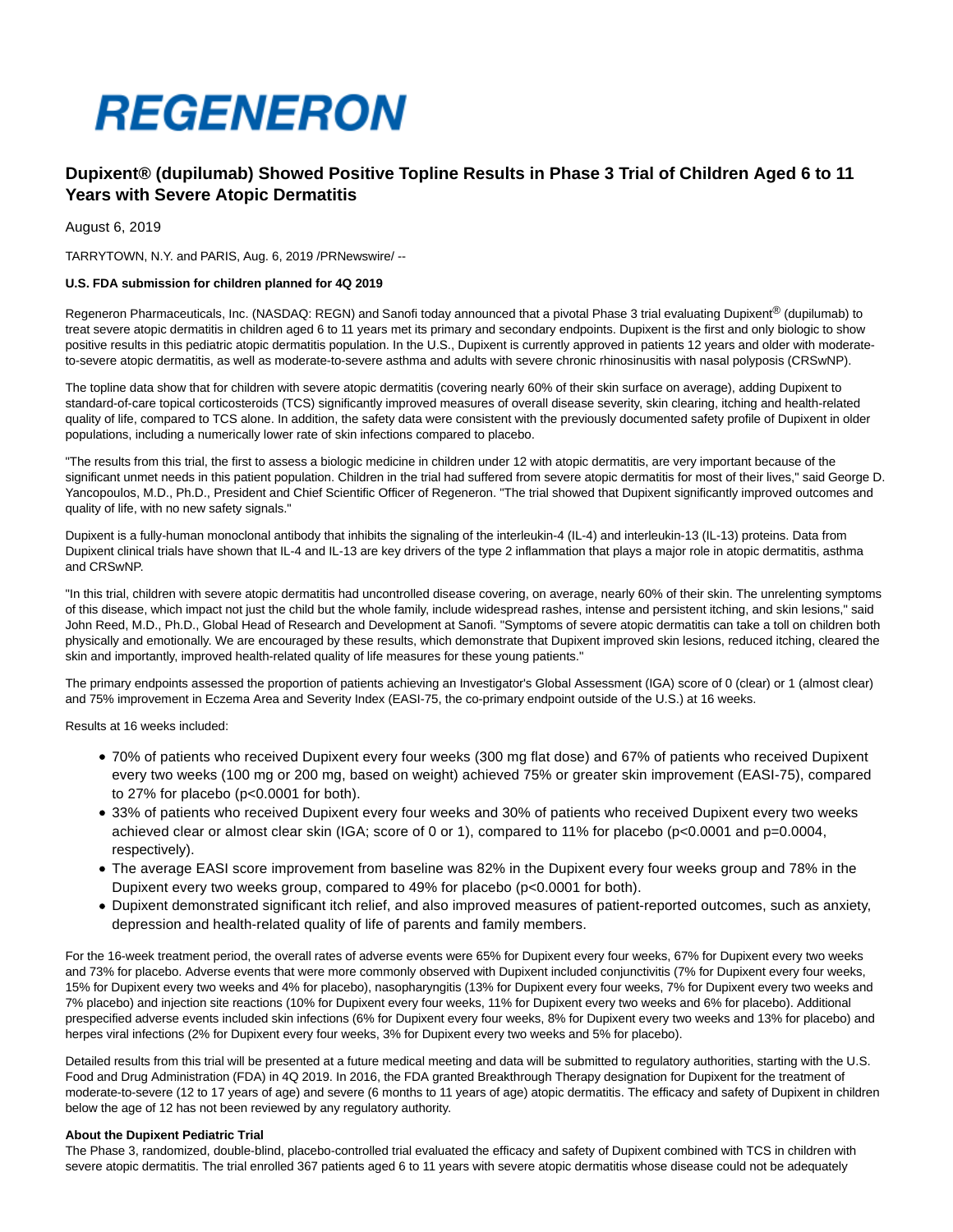REGENERON

# Dupixent® (dupilumab) Showed Positive Topline Results in Phase 3 Trial of Children Aged 6 to 11 Years with Severe Atopic Dermatitis

August 6, 2019

TARRYTOWN, N.Y. and PARIS, Aug. 6, 2019 /PRNewswire/ --

**U.S. FDA submission for children planned for 4Q 2019**

Regeneron Pharmaceuticals, Inc. (NASDAQ: REGN) and Sanofi today announced that a pivotal Phase 3 trial evaluating Dupixent® (dupilumab) to treat severe atopic dermatitis in children aged 6 to 11 years met its primary and secondary endpoints. Dupixent is the first and only biologic to show positive results in this pediatric atopic dermatitis population. In the U.S., Dupixent is currently approved in patients 12 years and older with moderate-to-severe atopic dermatitis, as well as moderate-to-severe asthma and adults with severe chronic rhinosinusitis with nasal polyposis (CRSwNP).

The topline data show that for children with severe atopic dermatitis (covering nearly 60% of their skin surface on average), adding Dupixent to standard-of-care topical corticosteroids (TCS) significantly improved measures of overall disease severity, skin clearing, itching and health-related quality of life, compared to TCS alone. In addition, the safety data were consistent with the previously documented safety profile of Dupixent in older populations, including a numerically lower rate of skin infections compared to placebo.

"The results from this trial, the first to assess a biologic medicine in children under 12 with atopic dermatitis, are very important because of the significant unmet needs in this patient population. Children in the trial had suffered from severe atopic dermatitis for most of their lives," said George D. Yancopoulos, M.D., Ph.D., President and Chief Scientific Officer of Regeneron. "The trial showed that Dupixent significantly improved outcomes and quality of life, with no new safety signals."

Dupixent is a fully-human monoclonal antibody that inhibits the signaling of the interleukin-4 (IL-4) and interleukin-13 (IL-13) proteins. Data from Dupixent clinical trials have shown that IL-4 and IL-13 are key drivers of the type 2 inflammation that plays a major role in atopic dermatitis, asthma and CRSwNP.

"In this trial, children with severe atopic dermatitis had uncontrolled disease covering, on average, nearly 60% of their skin. The unrelenting symptoms of this disease, which impact not just the child but the whole family, include widespread rashes, intense and persistent itching, and skin lesions," said John Reed, M.D., Ph.D., Global Head of Research and Development at Sanofi. "Symptoms of severe atopic dermatitis can take a toll on children both physically and emotionally. We are encouraged by these results, which demonstrate that Dupixent improved skin lesions, reduced itching, cleared the skin and importantly, improved health-related quality of life measures for these young patients."

The primary endpoints assessed the proportion of patients achieving an Investigator's Global Assessment (IGA) score of 0 (clear) or 1 (almost clear) and 75% improvement in Eczema Area and Severity Index (EASI-75, the co-primary endpoint outside of the U.S.) at 16 weeks.

Results at 16 weeks included:

- 70% of patients who received Dupixent every four weeks (300 mg flat dose) and 67% of patients who received Dupixent every two weeks (100 mg or 200 mg, based on weight) achieved 75% or greater skin improvement (EASI-75), compared to 27% for placebo ($p<0.0001$ for both).
- 33% of patients who received Dupixent every four weeks and 30% of patients who received Dupixent every two weeks achieved clear or almost clear skin (IGA; score of 0 or 1), compared to 11% for placebo ($p<0.0001$ and $p=0.0004$, respectively).
- The average EASI score improvement from baseline was 82% in the Dupixent every four weeks group and 78% in the Dupixent every two weeks group, compared to 49% for placebo ($p<0.0001$ for both).
- Dupixent demonstrated significant itch relief, and also improved measures of patient-reported outcomes, such as anxiety, depression and health-related quality of life of parents and family members.

For the 16-week treatment period, the overall rates of adverse events were 65% for Dupixent every four weeks, 67% for Dupixent every two weeks and 73% for placebo. Adverse events that were more commonly observed with Dupixent included conjunctivitis (7% for Dupixent every four weeks, 15% for Dupixent every two weeks and 4% for placebo), nasopharyngitis (13% for Dupixent every four weeks, 7% for Dupixent every two weeks and 7% placebo) and injection site reactions (10% for Dupixent every four weeks, 11% for Dupixent every two weeks and 6% for placebo). Additional prespecified adverse events included skin infections (6% for Dupixent every four weeks, 8% for Dupixent every two weeks and 13% for placebo) and herpes viral infections (2% for Dupixent every four weeks, 3% for Dupixent every two weeks and 5% for placebo).

Detailed results from this trial will be presented at a future medical meeting and data will be submitted to regulatory authorities, starting with the U.S. Food and Drug Administration (FDA) in 4Q 2019. In 2016, the FDA granted Breakthrough Therapy designation for Dupixent for the treatment of moderate-to-severe (12 to 17 years of age) and severe (6 months to 11 years of age) atopic dermatitis. The efficacy and safety of Dupixent in children below the age of 12 has not been reviewed by any regulatory authority.

**About the Dupixent Pediatric Trial**

The Phase 3, randomized, double-blind, placebo-controlled trial evaluated the efficacy and safety of Dupixent combined with TCS in children with severe atopic dermatitis. The trial enrolled 367 patients aged 6 to 11 years with severe atopic dermatitis whose disease could not be adequately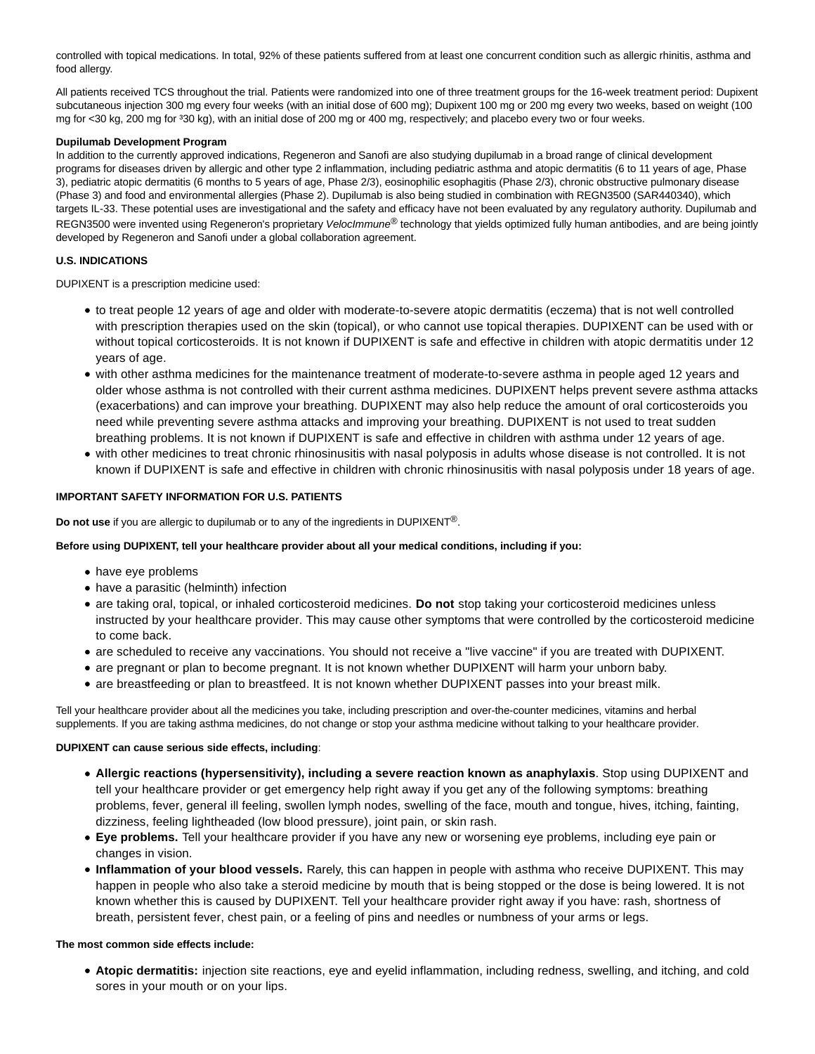controlled with topical medications. In total, 92% of these patients suffered from at least one concurrent condition such as allergic rhinitis, asthma and food allergy.

All patients received TCS throughout the trial. Patients were randomized into one of three treatment groups for the 16-week treatment period: Dupixent subcutaneous injection 300 mg every four weeks (with an initial dose of 600 mg); Dupixent 100 mg or 200 mg every two weeks, based on weight (100 mg for <30 kg, 200 mg for ³30 kg), with an initial dose of 200 mg or 400 mg, respectively; and placebo every two or four weeks.

**Dupilumab Development Program**

In addition to the currently approved indications, Regeneron and Sanofi are also studying dupilumab in a broad range of clinical development programs for diseases driven by allergic and other type 2 inflammation, including pediatric asthma and atopic dermatitis (6 to 11 years of age, Phase 3), pediatric atopic dermatitis (6 months to 5 years of age, Phase 2/3), eosinophilic esophagitis (Phase 2/3), chronic obstructive pulmonary disease (Phase 3) and food and environmental allergies (Phase 2). Dupilumab is also being studied in combination with REGN3500 (SAR440340), which targets IL-33. These potential uses are investigational and the safety and efficacy have not been evaluated by any regulatory authority. Dupilumab and REGN3500 were invented using Regeneron's proprietary *VelocImmune*® technology that yields optimized fully human antibodies, and are being jointly developed by Regeneron and Sanofi under a global collaboration agreement.

**U.S. INDICATIONS**

DUPIXENT is a prescription medicine used:

- to treat people 12 years of age and older with moderate-to-severe atopic dermatitis (eczema) that is not well controlled with prescription therapies used on the skin (topical), or who cannot use topical therapies. DUPIXENT can be used with or without topical corticosteroids. It is not known if DUPIXENT is safe and effective in children with atopic dermatitis under 12 years of age.
- with other asthma medicines for the maintenance treatment of moderate-to-severe asthma in people aged 12 years and older whose asthma is not controlled with their current asthma medicines. DUPIXENT helps prevent severe asthma attacks (exacerbations) and can improve your breathing. DUPIXENT may also help reduce the amount of oral corticosteroids you need while preventing severe asthma attacks and improving your breathing. DUPIXENT is not used to treat sudden breathing problems. It is not known if DUPIXENT is safe and effective in children with asthma under 12 years of age.
- with other medicines to treat chronic rhinosinusitis with nasal polyposis in adults whose disease is not controlled. It is not known if DUPIXENT is safe and effective in children with chronic rhinosinusitis with nasal polyposis under 18 years of age.

**IMPORTANT SAFETY INFORMATION FOR U.S. PATIENTS**

**Do not use** if you are allergic to dupilumab or to any of the ingredients in DUPIXENT®.

**Before using DUPIXENT, tell your healthcare provider about all your medical conditions, including if you:**

- have eye problems
- have a parasitic (helminth) infection
- are taking oral, topical, or inhaled corticosteroid medicines. **Do not** stop taking your corticosteroid medicines unless instructed by your healthcare provider. This may cause other symptoms that were controlled by the corticosteroid medicine to come back.
- are scheduled to receive any vaccinations. You should not receive a "live vaccine" if you are treated with DUPIXENT.
- are pregnant or plan to become pregnant. It is not known whether DUPIXENT will harm your unborn baby.
- are breastfeeding or plan to breastfeed. It is not known whether DUPIXENT passes into your breast milk.

Tell your healthcare provider about all the medicines you take, including prescription and over-the-counter medicines, vitamins and herbal supplements. If you are taking asthma medicines, do not change or stop your asthma medicine without talking to your healthcare provider.

**DUPIXENT can cause serious side effects, including**:

- **Allergic reactions (hypersensitivity), including a severe reaction known as anaphylaxis**. Stop using DUPIXENT and tell your healthcare provider or get emergency help right away if you get any of the following symptoms: breathing problems, fever, general ill feeling, swollen lymph nodes, swelling of the face, mouth and tongue, hives, itching, fainting, dizziness, feeling lightheaded (low blood pressure), joint pain, or skin rash.
- **Eye problems.** Tell your healthcare provider if you have any new or worsening eye problems, including eye pain or changes in vision.
- **Inflammation of your blood vessels.** Rarely, this can happen in people with asthma who receive DUPIXENT. This may happen in people who also take a steroid medicine by mouth that is being stopped or the dose is being lowered. It is not known whether this is caused by DUPIXENT. Tell your healthcare provider right away if you have: rash, shortness of breath, persistent fever, chest pain, or a feeling of pins and needles or numbness of your arms or legs.

**The most common side effects include:**

- **Atopic dermatitis:** injection site reactions, eye and eyelid inflammation, including redness, swelling, and itching, and cold sores in your mouth or on your lips.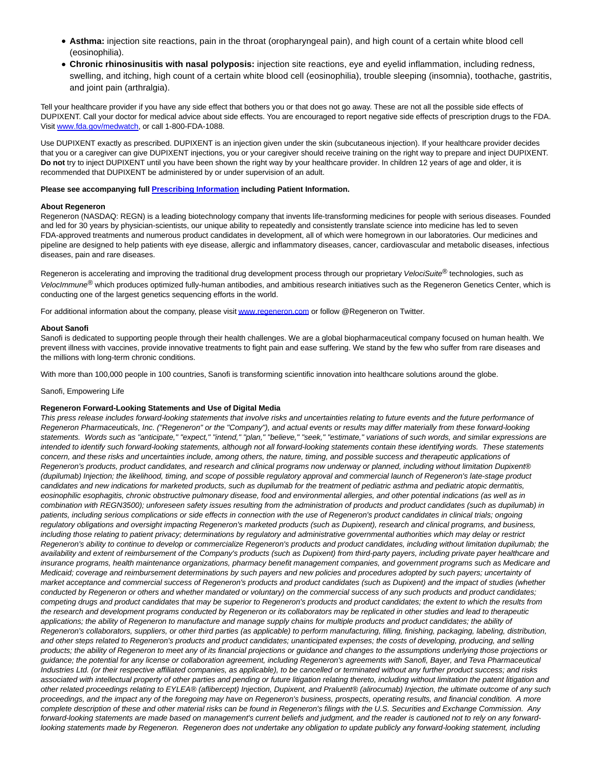- **Asthma:** injection site reactions, pain in the throat (oropharyngeal pain), and high count of a certain white blood cell (eosinophilia).
- **Chronic rhinosinusitis with nasal polyposis:** injection site reactions, eye and eyelid inflammation, including redness, swelling, and itching, high count of a certain white blood cell (eosinophilia), trouble sleeping (insomnia), toothache, gastritis, and joint pain (arthralgia).

Tell your healthcare provider if you have any side effect that bothers you or that does not go away. These are not all the possible side effects of DUPIXENT. Call your doctor for medical advice about side effects. You are encouraged to report negative side effects of prescription drugs to the FDA. Visit www.fda.gov/medwatch, or call 1-800-FDA-1088.

Use DUPIXENT exactly as prescribed. DUPIXENT is an injection given under the skin (subcutaneous injection). If your healthcare provider decides that you or a caregiver can give DUPIXENT injections, you or your caregiver should receive training on the right way to prepare and inject DUPIXENT. **Do not** try to inject DUPIXENT until you have been shown the right way by your healthcare provider. In children 12 years of age and older, it is recommended that DUPIXENT be administered by or under supervision of an adult.

**Please see accompanying full Prescribing Information including Patient Information.**

**About Regeneron**
Regeneron (NASDAQ: REGN) is a leading biotechnology company that invents life-transforming medicines for people with serious diseases. Founded and led for 30 years by physician-scientists, our unique ability to repeatedly and consistently translate science into medicine has led to seven FDA-approved treatments and numerous product candidates in development, all of which were homegrown in our laboratories. Our medicines and pipeline are designed to help patients with eye disease, allergic and inflammatory diseases, cancer, cardiovascular and metabolic diseases, infectious diseases, pain and rare diseases.

Regeneron is accelerating and improving the traditional drug development process through our proprietary *VelociSuite*® technologies, such as *VelocImmune*® which produces optimized fully-human antibodies, and ambitious research initiatives such as the Regeneron Genetics Center, which is conducting one of the largest genetics sequencing efforts in the world.

For additional information about the company, please visit www.regeneron.com or follow @Regeneron on Twitter.

**About Sanofi**
Sanofi is dedicated to supporting people through their health challenges. We are a global biopharmaceutical company focused on human health. We prevent illness with vaccines, provide innovative treatments to fight pain and ease suffering. We stand by the few who suffer from rare diseases and the millions with long-term chronic conditions.

With more than 100,000 people in 100 countries, Sanofi is transforming scientific innovation into healthcare solutions around the globe.

Sanofi, Empowering Life

**Regeneron Forward-Looking Statements and Use of Digital Media**
*This press release includes forward-looking statements that involve risks and uncertainties relating to future events and the future performance of Regeneron Pharmaceuticals, Inc. ("Regeneron" or the "Company"), and actual events or results may differ materially from these forward-looking statements. Words such as "anticipate," "expect," "intend," "plan," "believe," "seek," "estimate," variations of such words, and similar expressions are intended to identify such forward-looking statements, although not all forward-looking statements contain these identifying words. These statements concern, and these risks and uncertainties include, among others, the nature, timing, and possible success and therapeutic applications of Regeneron's products, product candidates, and research and clinical programs now underway or planned, including without limitation Dupixent® (dupilumab) Injection; the likelihood, timing, and scope of possible regulatory approval and commercial launch of Regeneron's late-stage product candidates and new indications for marketed products, such as dupilumab for the treatment of pediatric asthma and pediatric atopic dermatitis, eosinophilic esophagitis, chronic obstructive pulmonary disease, food and environmental allergies, and other potential indications (as well as in combination with REGN3500); unforeseen safety issues resulting from the administration of products and product candidates (such as dupilumab) in patients, including serious complications or side effects in connection with the use of Regeneron's product candidates in clinical trials; ongoing regulatory obligations and oversight impacting Regeneron's marketed products (such as Dupixent), research and clinical programs, and business, including those relating to patient privacy; determinations by regulatory and administrative governmental authorities which may delay or restrict Regeneron's ability to continue to develop or commercialize Regeneron's products and product candidates, including without limitation dupilumab; the availability and extent of reimbursement of the Company's products (such as Dupixent) from third-party payers, including private payer healthcare and insurance programs, health maintenance organizations, pharmacy benefit management companies, and government programs such as Medicare and Medicaid; coverage and reimbursement determinations by such payers and new policies and procedures adopted by such payers; uncertainty of market acceptance and commercial success of Regeneron's products and product candidates (such as Dupixent) and the impact of studies (whether conducted by Regeneron or others and whether mandated or voluntary) on the commercial success of any such products and product candidates; competing drugs and product candidates that may be superior to Regeneron's products and product candidates; the extent to which the results from the research and development programs conducted by Regeneron or its collaborators may be replicated in other studies and lead to therapeutic applications; the ability of Regeneron to manufacture and manage supply chains for multiple products and product candidates; the ability of Regeneron's collaborators, suppliers, or other third parties (as applicable) to perform manufacturing, filling, finishing, packaging, labeling, distribution, and other steps related to Regeneron's products and product candidates; unanticipated expenses; the costs of developing, producing, and selling products; the ability of Regeneron to meet any of its financial projections or guidance and changes to the assumptions underlying those projections or guidance; the potential for any license or collaboration agreement, including Regeneron's agreements with Sanofi, Bayer, and Teva Pharmaceutical Industries Ltd. (or their respective affiliated companies, as applicable), to be cancelled or terminated without any further product success; and risks associated with intellectual property of other parties and pending or future litigation relating thereto, including without limitation the patent litigation and other related proceedings relating to EYLEA® (aflibercept) Injection, Dupixent, and Praluent® (alirocumab) Injection, the ultimate outcome of any such proceedings, and the impact any of the foregoing may have on Regeneron's business, prospects, operating results, and financial condition. A more complete description of these and other material risks can be found in Regeneron's filings with the U.S. Securities and Exchange Commission. Any forward-looking statements are made based on management's current beliefs and judgment, and the reader is cautioned not to rely on any forward-looking statements made by Regeneron. Regeneron does not undertake any obligation to update publicly any forward-looking statement, including*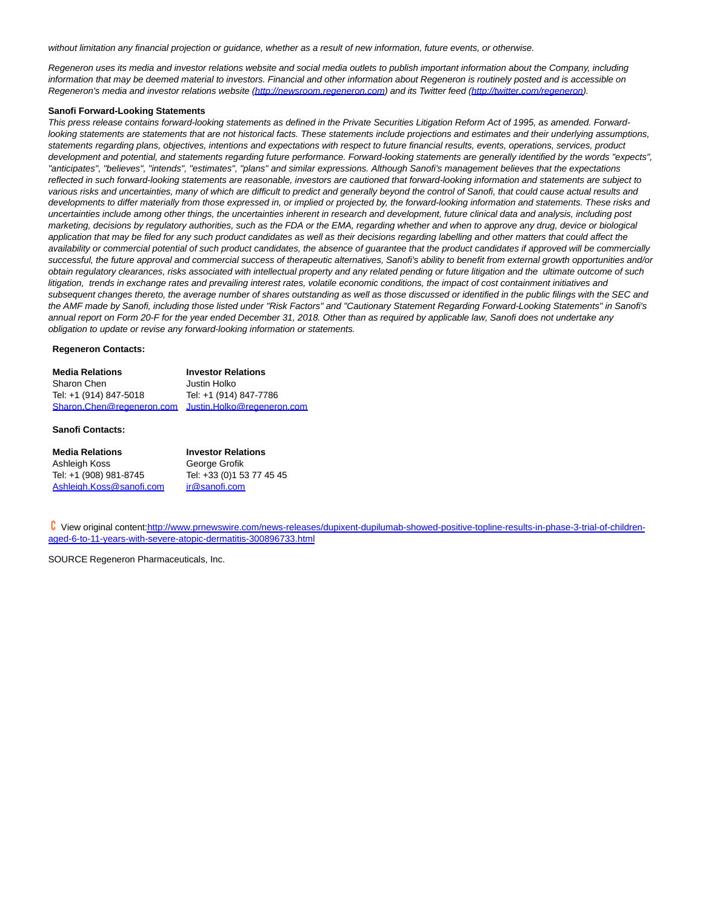*without limitation any financial projection or guidance, whether as a result of new information, future events, or otherwise.*

*Regeneron uses its media and investor relations website and social media outlets to publish important information about the Company, including information that may be deemed material to investors. Financial and other information about Regeneron is routinely posted and is accessible on Regeneron's media and investor relations website (http://newsroom.regeneron.com) and its Twitter feed (http://twitter.com/regeneron).*

**Sanofi Forward-Looking Statements**

*This press release contains forward-looking statements as defined in the Private Securities Litigation Reform Act of 1995, as amended. Forward-looking statements are statements that are not historical facts. These statements include projections and estimates and their underlying assumptions, statements regarding plans, objectives, intentions and expectations with respect to future financial results, events, operations, services, product development and potential, and statements regarding future performance. Forward-looking statements are generally identified by the words "expects", "anticipates", "believes", "intends", "estimates", "plans" and similar expressions. Although Sanofi's management believes that the expectations reflected in such forward-looking statements are reasonable, investors are cautioned that forward-looking information and statements are subject to various risks and uncertainties, many of which are difficult to predict and generally beyond the control of Sanofi, that could cause actual results and developments to differ materially from those expressed in, or implied or projected by, the forward-looking information and statements. These risks and uncertainties include among other things, the uncertainties inherent in research and development, future clinical data and analysis, including post marketing, decisions by regulatory authorities, such as the FDA or the EMA, regarding whether and when to approve any drug, device or biological application that may be filed for any such product candidates as well as their decisions regarding labelling and other matters that could affect the availability or commercial potential of such product candidates, the absence of guarantee that the product candidates if approved will be commercially successful, the future approval and commercial success of therapeutic alternatives, Sanofi's ability to benefit from external growth opportunities and/or obtain regulatory clearances, risks associated with intellectual property and any related pending or future litigation and the ultimate outcome of such litigation, trends in exchange rates and prevailing interest rates, volatile economic conditions, the impact of cost containment initiatives and subsequent changes thereto, the average number of shares outstanding as well as those discussed or identified in the public filings with the SEC and the AMF made by Sanofi, including those listed under "Risk Factors" and "Cautionary Statement Regarding Forward-Looking Statements" in Sanofi's annual report on Form 20-F for the year ended December 31, 2018. Other than as required by applicable law, Sanofi does not undertake any obligation to update or revise any forward-looking information or statements.*

**Regeneron Contacts:**

| **Media Relations** | **Investor Relations** |
|---|---|
| Sharon Chen | Justin Holko |
| Tel: +1 (914) 847-5018 | Tel: +1 (914) 847-7786 |
| Sharon.Chen@regeneron.com | Justin.Holko@regeneron.com |

**Sanofi Contacts:**

| **Media Relations** | **Investor Relations** |
|---|---|
| Ashleigh Koss | George Grofik |
| Tel: +1 (908) 981-8745 | Tel: +33 (0)1 53 77 45 45 |
| Ashleigh.Koss@sanofi.com | ir@sanofi.com |

View original content:http://www.prnewswire.com/news-releases/dupixent-dupilumab-showed-positive-topline-results-in-phase-3-trial-of-children-aged-6-to-11-years-with-severe-atopic-dermatitis-300896733.html

SOURCE Regeneron Pharmaceuticals, Inc.